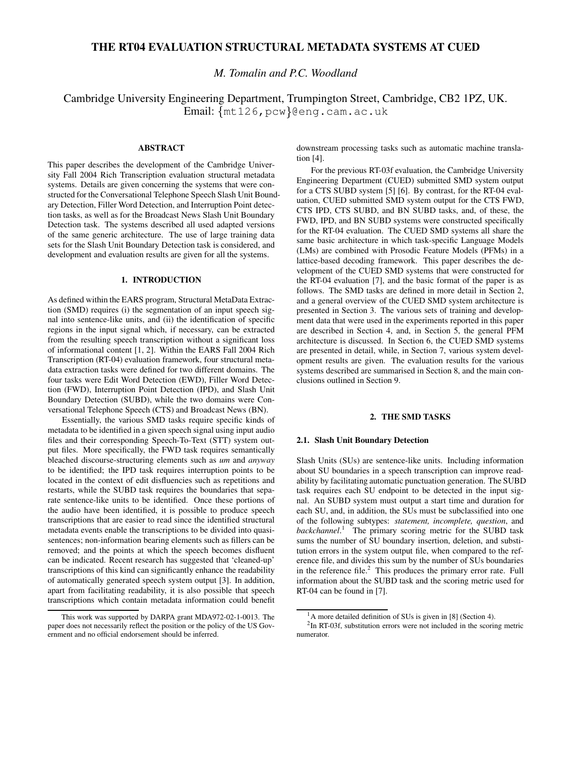# THE RT04 EVALUATION STRUCTURAL METADATA SYSTEMS AT CUED

*M. Tomalin and P.C. Woodland*

Cambridge University Engineering Department, Trumpington Street, Cambridge, CB2 1PZ, UK.
Email: {mt126,pcw}@eng.cam.ac.uk

## ABSTRACT

This paper describes the development of the Cambridge University Fall 2004 Rich Transcription evaluation structural metadata systems. Details are given concerning the systems that were constructed for the Conversational Telephone Speech Slash Unit Boundary Detection, Filler Word Detection, and Interruption Point detection tasks, as well as for the Broadcast News Slash Unit Boundary Detection task. The systems described all used adapted versions of the same generic architecture. The use of large training data sets for the Slash Unit Boundary Detection task is considered, and development and evaluation results are given for all the systems.

## 1. INTRODUCTION

As defined within the EARS program, Structural MetaData Extraction (SMD) requires (i) the segmentation of an input speech signal into sentence-like units, and (ii) the identification of specific regions in the input signal which, if necessary, can be extracted from the resulting speech transcription without a significant loss of informational content [1, 2]. Within the EARS Fall 2004 Rich Transcription (RT-04) evaluation framework, four structural metadata extraction tasks were defined for two different domains. The four tasks were Edit Word Detection (EWD), Filler Word Detection (FWD), Interruption Point Detection (IPD), and Slash Unit Boundary Detection (SUBD), while the two domains were Conversational Telephone Speech (CTS) and Broadcast News (BN).

Essentially, the various SMD tasks require specific kinds of metadata to be identified in a given speech signal using input audio files and their corresponding Speech-To-Text (STT) system output files. More specifically, the FWD task requires semantically bleached discourse-structuring elements such as *um* and *anyway* to be identified; the IPD task requires interruption points to be located in the context of edit disfluencies such as repetitions and restarts, while the SUBD task requires the boundaries that separate sentence-like units to be identified. Once these portions of the audio have been identified, it is possible to produce speech transcriptions that are easier to read since the identified structural metadata events enable the transcriptions to be divided into quasi-sentences; non-information bearing elements such as fillers can be removed; and the points at which the speech becomes disfluent can be indicated. Recent research has suggested that 'cleaned-up' transcriptions of this kind can significantly enhance the readability of automatically generated speech system output [3]. In addition, apart from facilitating readability, it is also possible that speech transcriptions which contain metadata information could benefit downstream processing tasks such as automatic machine translation [4].

For the previous RT-03f evaluation, the Cambridge University Engineering Department (CUED) submitted SMD system output for a CTS SUBD system [5] [6]. By contrast, for the RT-04 evaluation, CUED submitted SMD system output for the CTS FWD, CTS IPD, CTS SUBD, and BN SUBD tasks, and, of these, the FWD, IPD, and BN SUBD systems were constructed specifically for the RT-04 evaluation. The CUED SMD systems all share the same basic architecture in which task-specific Language Models (LMs) are combined with Prosodic Feature Models (PFMs) in a lattice-based decoding framework. This paper describes the development of the CUED SMD systems that were constructed for the RT-04 evaluation [7], and the basic format of the paper is as follows. The SMD tasks are defined in more detail in Section 2, and a general overview of the CUED SMD system architecture is presented in Section 3. The various sets of training and development data that were used in the experiments reported in this paper are described in Section 4, and, in Section 5, the general PFM architecture is discussed. In Section 6, the CUED SMD systems are presented in detail, while, in Section 7, various system development results are given. The evaluation results for the various systems described are summarised in Section 8, and the main conclusions outlined in Section 9.

## 2. THE SMD TASKS

### 2.1. Slash Unit Boundary Detection

Slash Units (SUs) are sentence-like units. Including information about SU boundaries in a speech transcription can improve readability by facilitating automatic punctuation generation. The SUBD task requires each SU endpoint to be detected in the input signal. An SUBD system must output a start time and duration for each SU, and, in addition, the SUs must be subclassified into one of the following subtypes: *statement, incomplete, question*, and *backchannel*.[1] The primary scoring metric for the SUBD task sums the number of SU boundary insertion, deletion, and substitution errors in the system output file, when compared to the reference file, and divides this sum by the number of SUs boundaries in the reference file.[2] This produces the primary error rate. Full information about the SUBD task and the scoring metric used for RT-04 can be found in [7].

---

This work was supported by DARPA grant MDA972-02-1-0013. The paper does not necessarily reflect the position or the policy of the US Government and no official endorsement should be inferred.

[1] A more detailed definition of SUs is given in [8] (Section 4).

[2] In RT-03f, substitution errors were not included in the scoring metric numerator.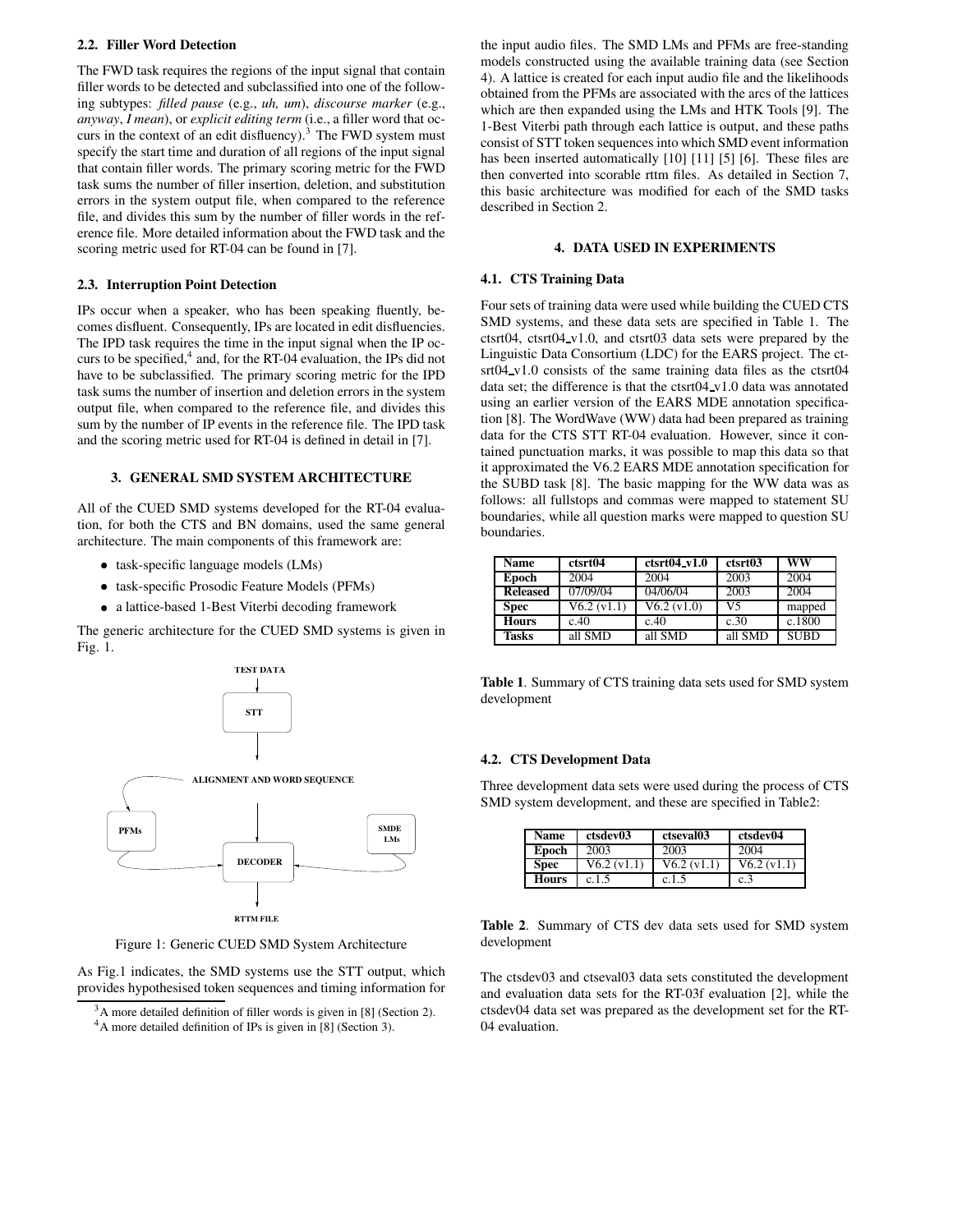### 2.2. Filler Word Detection

The FWD task requires the regions of the input signal that contain filler words to be detected and subclassified into one of the following subtypes: *filled pause* (e.g., *uh, um*), *discourse marker* (e.g., *anyway*, *I mean*), or *explicit editing term* (i.e., a filler word that occurs in the context of an edit disfluency).[3] The FWD system must specify the start time and duration of all regions of the input signal that contain filler words. The primary scoring metric for the FWD task sums the number of filler insertion, deletion, and substitution errors in the system output file, when compared to the reference file, and divides this sum by the number of filler words in the reference file. More detailed information about the FWD task and the scoring metric used for RT-04 can be found in [7].

### 2.3. Interruption Point Detection

IPs occur when a speaker, who has been speaking fluently, becomes disfluent. Consequently, IPs are located in edit disfluencies. The IPD task requires the time in the input signal when the IP occurs to be specified,[4] and, for the RT-04 evaluation, the IPs did not have to be subclassified. The primary scoring metric for the IPD task sums the number of insertion and deletion errors in the system output file, when compared to the reference file, and divides this sum by the number of IP events in the reference file. The IPD task and the scoring metric used for RT-04 is defined in detail in [7].

## 3. GENERAL SMD SYSTEM ARCHITECTURE

All of the CUED SMD systems developed for the RT-04 evaluation, for both the CTS and BN domains, used the same general architecture. The main components of this framework are:

- task-specific language models (LMs)
- task-specific Prosodic Feature Models (PFMs)
- a lattice-based 1-Best Viterbi decoding framework

The generic architecture for the CUED SMD systems is given in Fig. 1.

TEST DATA → STT → ALIGNMENT AND WORD SEQUENCE → PFMs / SMDE LMs → DECODER → RTTM FILE

Figure 1: Generic CUED SMD System Architecture

As Fig.1 indicates, the SMD systems use the STT output, which provides hypothesised token sequences and timing information for the input audio files. The SMD LMs and PFMs are free-standing models constructed using the available training data (see Section 4). A lattice is created for each input audio file and the likelihoods obtained from the PFMs are associated with the arcs of the lattices which are then expanded using the LMs and HTK Tools [9]. The 1-Best Viterbi path through each lattice is output, and these paths consist of STT token sequences into which SMD event information has been inserted automatically [10] [11] [5] [6]. These files are then converted into scorable rttm files. As detailed in Section 7, this basic architecture was modified for each of the SMD tasks described in Section 2.

## 4. DATA USED IN EXPERIMENTS

### 4.1. CTS Training Data

Four sets of training data were used while building the CUED CTS SMD systems, and these data sets are specified in Table 1. The ctsrt04, ctsrt04_v1.0, and ctsrt03 data sets were prepared by the Linguistic Data Consortium (LDC) for the EARS project. The ctsrt04_v1.0 consists of the same training data files as the ctsrt04 data set; the difference is that the ctsrt04_v1.0 data was annotated using an earlier version of the EARS MDE annotation specification [8]. The WordWave (WW) data had been prepared as training data for the CTS STT RT-04 evaluation. However, since it contained punctuation marks, it was possible to map this data so that it approximated the V6.2 EARS MDE annotation specification for the SUBD task [8]. The basic mapping for the WW data was as follows: all fullstops and commas were mapped to statement SU boundaries, while all question marks were mapped to question SU boundaries.

| **Name** | **ctsrt04** | **ctsrt04_v1.0** | **ctsrt03** | **WW** |
|---|---|---|---|---|
| **Epoch** | 2004 | 2004 | 2003 | 2004 |
| **Released** | 07/09/04 | 04/06/04 | 2003 | 2004 |
| **Spec** | V6.2 (v1.1) | V6.2 (v1.0) | V5 | mapped |
| **Hours** | c.40 | c.40 | c.30 | c.1800 |
| **Tasks** | all SMD | all SMD | all SMD | SUBD |

**Table 1**. Summary of CTS training data sets used for SMD system development

### 4.2. CTS Development Data

Three development data sets were used during the process of CTS SMD system development, and these are specified in Table2:

| **Name** | **ctsdev03** | **ctseval03** | **ctsdev04** |
|---|---|---|---|
| **Epoch** | 2003 | 2003 | 2004 |
| **Spec** | V6.2 (v1.1) | V6.2 (v1.1) | V6.2 (v1.1) |
| **Hours** | c.1.5 | c.1.5 | c.3 |

**Table 2**. Summary of CTS dev data sets used for SMD system development

The ctsdev03 and ctseval03 data sets constituted the development and evaluation data sets for the RT-03f evaluation [2], while the ctsdev04 data set was prepared as the development set for the RT-04 evaluation.

[3] A more detailed definition of filler words is given in [8] (Section 2).

[4] A more detailed definition of IPs is given in [8] (Section 3).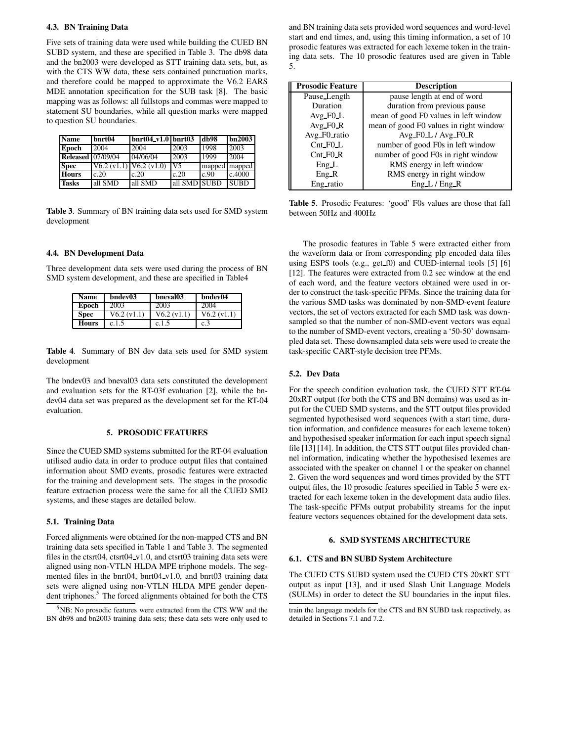### 4.3. BN Training Data

Five sets of training data were used while building the CUED BN SUBD system, and these are specified in Table 3. The db98 data and the bn2003 were developed as STT training data sets, but, as with the CTS WW data, these sets contained punctuation marks, and therefore could be mapped to approximate the V6.2 EARS MDE annotation specification for the SUB task [8]. The basic mapping was as follows: all fullstops and commas were mapped to statement SU boundaries, while all question marks were mapped to question SU boundaries.

| Name | bnrt04 | bnrt04_v1.0 | bnrt03 | db98 | bn2003 |
|---|---|---|---|---|---|
| Epoch | 2004 | 2004 | 2003 | 1998 | 2003 |
| Released | 07/09/04 | 04/06/04 | 2003 | 1999 | 2004 |
| Spec | V6.2 (v1.1) | V6.2 (v1.0) | V5 | mapped | mapped |
| Hours | c.20 | c.20 | c.20 | c.90 | c.4000 |
| Tasks | all SMD | all SMD | all SMD | SUBD | SUBD |

**Table 3**. Summary of BN training data sets used for SMD system development

### 4.4. BN Development Data

Three development data sets were used during the process of BN SMD system development, and these are specified in Table4

| Name | bndev03 | bneval03 | bndev04 |
|---|---|---|---|
| Epoch | 2003 | 2003 | 2004 |
| Spec | V6.2 (v1.1) | V6.2 (v1.1) | V6.2 (v1.1) |
| Hours | c.1.5 | c.1.5 | c.3 |

**Table 4**. Summary of BN dev data sets used for SMD system development

The bndev03 and bneval03 data sets constituted the development and evaluation sets for the RT-03f evaluation [2], while the bndev04 data set was prepared as the development set for the RT-04 evaluation.

## 5. PROSODIC FEATURES

Since the CUED SMD systems submitted for the RT-04 evaluation utilised audio data in order to produce output files that contained information about SMD events, prosodic features were extracted for the training and development sets. The stages in the prosodic feature extraction process were the same for all the CUED SMD systems, and these stages are detailed below.

### 5.1. Training Data

Forced alignments were obtained for the non-mapped CTS and BN training data sets specified in Table 1 and Table 3. The segmented files in the ctsrt04, ctsrt04_v1.0, and ctsrt03 training data sets were aligned using non-VTLN HLDA MPE triphone models. The segmented files in the bnrt04, bnrt04_v1.0, and bnrt03 training data sets were aligned using non-VTLN HLDA MPE gender dependent triphones.[5] The forced alignments obtained for both the CTS and BN training data sets provided word sequences and word-level start and end times, and, using this timing information, a set of 10 prosodic features was extracted for each lexeme token in the training data sets. The 10 prosodic features used are given in Table 5.

| Prosodic Feature | Description |
|---|---|
| Pause_Length | pause length at end of word |
| Duration | duration from previous pause |
| Avg_F0_L | mean of good F0 values in left window |
| Avg_F0_R | mean of good F0 values in right window |
| Avg_F0_ratio | Avg_F0_L / Avg_F0_R |
| Cnt_F0_L | number of good F0s in left window |
| Cnt_F0_R | number of good F0s in right window |
| Eng_L | RMS energy in left window |
| Eng_R | RMS energy in right window |
| Eng_ratio | Eng_L / Eng_R |

**Table 5**. Prosodic Features: 'good' F0s values are those that fall between 50Hz and 400Hz

The prosodic features in Table 5 were extracted either from the waveform data or from corresponding plp encoded data files using ESPS tools (e.g., get_f0) and CUED-internal tools [5] [6] [12]. The features were extracted from 0.2 sec window at the end of each word, and the feature vectors obtained were used in order to construct the task-specific PFMs. Since the training data for the various SMD tasks was dominated by non-SMD-event feature vectors, the set of vectors extracted for each SMD task was downsampled so that the number of non-SMD-event vectors was equal to the number of SMD-event vectors, creating a '50-50' downsampled data set. These downsampled data sets were used to create the task-specific CART-style decision tree PFMs.

### 5.2. Dev Data

For the speech condition evaluation task, the CUED STT RT-04 20xRT output (for both the CTS and BN domains) was used as input for the CUED SMD systems, and the STT output files provided segmented hypothesised word sequences (with a start time, duration information, and confidence measures for each lexeme token) and hypothesised speaker information for each input speech signal file [13] [14]. In addition, the CTS STT output files provided channel information, indicating whether the hypothesised lexemes are associated with the speaker on channel 1 or the speaker on channel 2. Given the word sequences and word times provided by the STT output files, the 10 prosodic features specified in Table 5 were extracted for each lexeme token in the development data audio files. The task-specific PFMs output probability streams for the input feature vectors sequences obtained for the development data sets.

## 6. SMD SYSTEMS ARCHITECTURE

### 6.1. CTS and BN SUBD System Architecture

The CUED CTS SUBD system used the CUED CTS 20xRT STT output as input [13], and it used Slash Unit Language Models (SULMs) in order to detect the SU boundaries in the input files.

[5] NB: No prosodic features were extracted from the CTS WW and the BN db98 and bn2003 training data sets; these data sets were only used to train the language models for the CTS and BN SUBD task respectively, as detailed in Sections 7.1 and 7.2.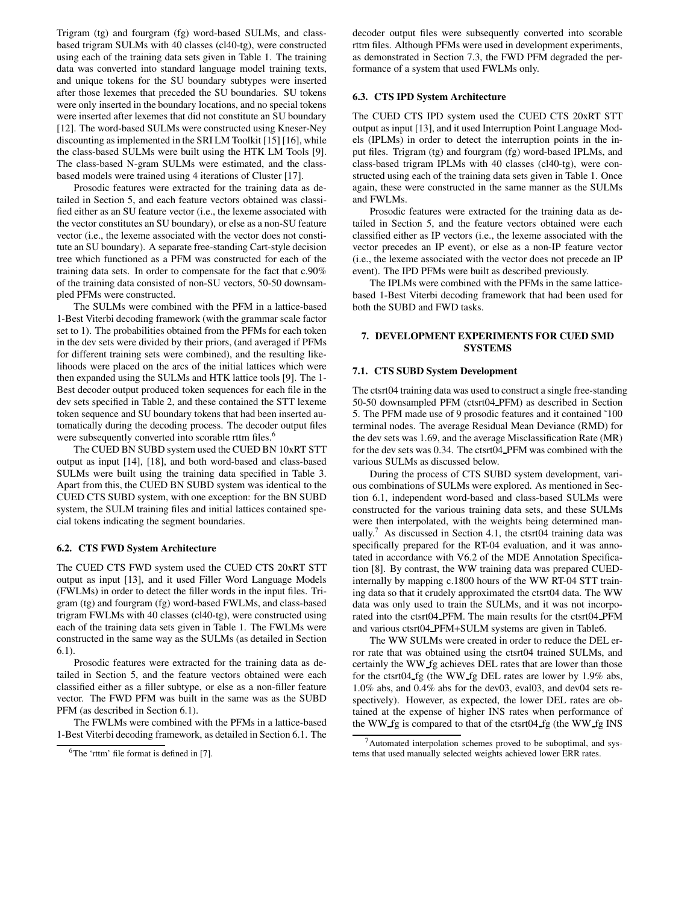Trigram (tg) and fourgram (fg) word-based SULMs, and class-based trigram SULMs with 40 classes (cl40-tg), were constructed using each of the training data sets given in Table 1. The training data was converted into standard language model training texts, and unique tokens for the SU boundary subtypes were inserted after those lexemes that preceded the SU boundaries. SU tokens were only inserted in the boundary locations, and no special tokens were inserted after lexemes that did not constitute an SU boundary [12]. The word-based SULMs were constructed using Kneser-Ney discounting as implemented in the SRI LM Toolkit [15] [16], while the class-based SULMs were built using the HTK LM Tools [9]. The class-based N-gram SULMs were estimated, and the class-based models were trained using 4 iterations of Cluster [17].

Prosodic features were extracted for the training data as detailed in Section 5, and each feature vectors obtained was classified either as an SU feature vector (i.e., the lexeme associated with the vector constitutes an SU boundary), or else as a non-SU feature vector (i.e., the lexeme associated with the vector does not constitute an SU boundary). A separate free-standing Cart-style decision tree which functioned as a PFM was constructed for each of the training data sets. In order to compensate for the fact that c.90% of the training data consisted of non-SU vectors, 50-50 downsampled PFMs were constructed.

The SULMs were combined with the PFM in a lattice-based 1-Best Viterbi decoding framework (with the grammar scale factor set to 1). The probabilities obtained from the PFMs for each token in the dev sets were divided by their priors, (and averaged if PFMs for different training sets were combined), and the resulting likelihoods were placed on the arcs of the initial lattices which were then expanded using the SULMs and HTK lattice tools [9]. The 1-Best decoder output produced token sequences for each file in the dev sets specified in Table 2, and these contained the STT lexeme token sequence and SU boundary tokens that had been inserted automatically during the decoding process. The decoder output files were subsequently converted into scorable rttm files.[6]

The CUED BN SUBD system used the CUED BN 10xRT STT output as input [14], [18], and both word-based and class-based SULMs were built using the training data specified in Table 3. Apart from this, the CUED BN SUBD system was identical to the CUED CTS SUBD system, with one exception: for the BN SUBD system, the SULM training files and initial lattices contained special tokens indicating the segment boundaries.

### 6.2. CTS FWD System Architecture

The CUED CTS FWD system used the CUED CTS 20xRT STT output as input [13], and it used Filler Word Language Models (FWLMs) in order to detect the filler words in the input files. Trigram (tg) and fourgram (fg) word-based FWLMs, and class-based trigram FWLMs with 40 classes (cl40-tg), were constructed using each of the training data sets given in Table 1. The FWLMs were constructed in the same way as the SULMs (as detailed in Section 6.1).

Prosodic features were extracted for the training data as detailed in Section 5, and the feature vectors obtained were each classified either as a filler subtype, or else as a non-filler feature vector. The FWD PFM was built in the same was as the SUBD PFM (as described in Section 6.1).

The FWLMs were combined with the PFMs in a lattice-based 1-Best Viterbi decoding framework, as detailed in Section 6.1. The decoder output files were subsequently converted into scorable rttm files. Although PFMs were used in development experiments, as demonstrated in Section 7.3, the FWD PFM degraded the performance of a system that used FWLMs only.

### 6.3. CTS IPD System Architecture

The CUED CTS IPD system used the CUED CTS 20xRT STT output as input [13], and it used Interruption Point Language Models (IPLMs) in order to detect the interruption points in the input files. Trigram (tg) and fourgram (fg) word-based IPLMs, and class-based trigram IPLMs with 40 classes (cl40-tg), were constructed using each of the training data sets given in Table 1. Once again, these were constructed in the same manner as the SULMs and FWLMs.

Prosodic features were extracted for the training data as detailed in Section 5, and the feature vectors obtained were each classified either as IP vectors (i.e., the lexeme associated with the vector precedes an IP event), or else as a non-IP feature vector (i.e., the lexeme associated with the vector does not precede an IP event). The IPD PFMs were built as described previously.

The IPLMs were combined with the PFMs in the same lattice-based 1-Best Viterbi decoding framework that had been used for both the SUBD and FWD tasks.

## 7. DEVELOPMENT EXPERIMENTS FOR CUED SMD SYSTEMS

### 7.1. CTS SUBD System Development

The ctsrt04 training data was used to construct a single free-standing 50-50 downsampled PFM (ctsrt04_PFM) as described in Section 5. The PFM made use of 9 prosodic features and it contained ˜100 terminal nodes. The average Residual Mean Deviance (RMD) for the dev sets was 1.69, and the average Misclassification Rate (MR) for the dev sets was 0.34. The ctsrt04_PFM was combined with the various SULMs as discussed below.

During the process of CTS SUBD system development, various combinations of SULMs were explored. As mentioned in Section 6.1, independent word-based and class-based SULMs were constructed for the various training data sets, and these SULMs were then interpolated, with the weights being determined manually.[7] As discussed in Section 4.1, the ctsrt04 training data was specifically prepared for the RT-04 evaluation, and it was annotated in accordance with V6.2 of the MDE Annotation Specification [8]. By contrast, the WW training data was prepared CUED-internally by mapping c.1800 hours of the WW RT-04 STT training data so that it crudely approximated the ctsrt04 data. The WW data was only used to train the SULMs, and it was not incorporated into the ctsrt04_PFM. The main results for the ctsrt04_PFM and various ctsrt04_PFM+SULM systems are given in Table6.

The WW SULMs were created in order to reduce the DEL error rate that was obtained using the ctsrt04 trained SULMs, and certainly the WW_fg achieves DEL rates that are lower than those for the ctsrt04_fg (the WW_fg DEL rates are lower by 1.9% abs, 1.0% abs, and 0.4% abs for the dev03, eval03, and dev04 sets respectively). However, as expected, the lower DEL rates are obtained at the expense of higher INS rates when performance of the WW_fg is compared to that of the ctsrt04_fg (the WW_fg INS

[6] The 'rttm' file format is defined in [7].

[7] Automated interpolation schemes proved to be suboptimal, and systems that used manually selected weights achieved lower ERR rates.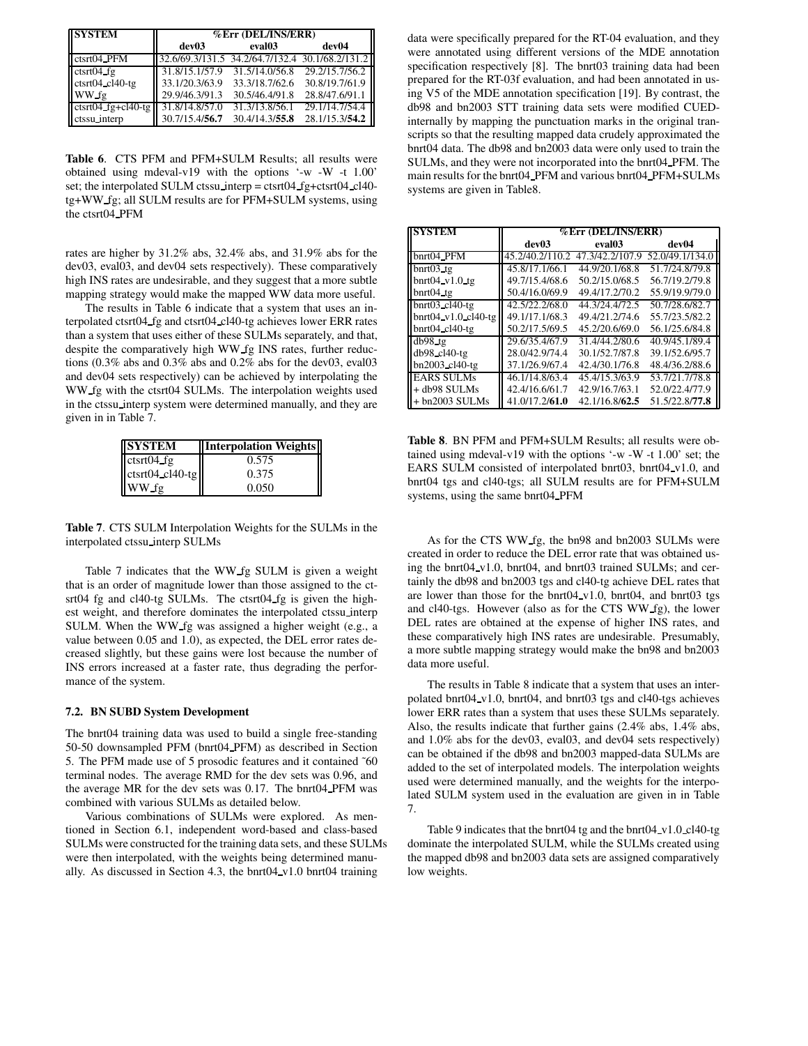| SYSTEM | %Err (DEL/INS/ERR) | | |
|---|---|---|---|
| | dev03 | eval03 | dev04 |
| ctsrt04_PFM | 32.6/69.3/131.5 | 34.2/64.7/132.4 | 30.1/68.2/131.2 |
| ctsrt04_fg | 31.8/15.1/57.9 | 31.5/14.0/56.8 | 29.2/15.7/56.2 |
| ctsrt04_cl40-tg | 33.1/20.3/63.9 | 33.3/18.7/62.6 | 30.8/19.7/61.9 |
| WW_fg | 29.9/46.3/91.3 | 30.5/46.4/91.8 | 28.8/47.6/91.1 |
| ctsrt04_fg+cl40-tg | 31.8/14.8/57.0 | 31.3/13.8/56.1 | 29.1/14.7/54.4 |
| ctssu_interp | 30.7/15.4/**56.7** | 30.4/14.3/**55.8** | 28.1/15.3/**54.2** |

**Table 6**. CTS PFM and PFM+SULM Results; all results were obtained using mdeval-v19 with the options '-w -W -t 1.00' set; the interpolated SULM ctssu_interp = ctsrt04_fg+ctsrt04_cl40-tg+WW_fg; all SULM results are for PFM+SULM systems, using the ctsrt04_PFM

rates are higher by 31.2% abs, 32.4% abs, and 31.9% abs for the dev03, eval03, and dev04 sets respectively). These comparatively high INS rates are undesirable, and they suggest that a more subtle mapping strategy would make the mapped WW data more useful.

The results in Table 6 indicate that a system that uses an interpolated ctsrt04_fg and ctsrt04_cl40-tg achieves lower ERR rates than a system that uses either of these SULMs separately, and that, despite the comparatively high WW_fg INS rates, further reductions (0.3% abs and 0.3% abs and 0.2% abs for the dev03, eval03 and dev04 sets respectively) can be achieved by interpolating the WW_fg with the ctsrt04 SULMs. The interpolation weights used in the ctssu_interp system were determined manually, and they are given in in Table 7.

| SYSTEM | Interpolation Weights |
|---|---|
| ctsrt04_fg | 0.575 |
| ctsrt04_cl40-tg | 0.375 |
| WW_fg | 0.050 |

**Table 7**. CTS SULM Interpolation Weights for the SULMs in the interpolated ctssu_interp SULMs

Table 7 indicates that the WW_fg SULM is given a weight that is an order of magnitude lower than those assigned to the ctsrt04 fg and cl40-tg SULMs. The ctsrt04_fg is given the highest weight, and therefore dominates the interpolated ctssu_interp SULM. When the WW_fg was assigned a higher weight (e.g., a value between 0.05 and 1.0), as expected, the DEL error rates decreased slightly, but these gains were lost because the number of INS errors increased at a faster rate, thus degrading the performance of the system.

### 7.2. BN SUBD System Development

The bnrt04 training data was used to build a single free-standing 50-50 downsampled PFM (bnrt04_PFM) as described in Section 5. The PFM made use of 5 prosodic features and it contained ~60 terminal nodes. The average RMD for the dev sets was 0.96, and the average MR for the dev sets was 0.17. The bnrt04_PFM was combined with various SULMs as detailed below.

Various combinations of SULMs were explored. As mentioned in Section 6.1, independent word-based and class-based SULMs were constructed for the training data sets, and these SULMs were then interpolated, with the weights being determined manually. As discussed in Section 4.3, the bnrt04_v1.0 bnrt04 training data were specifically prepared for the RT-04 evaluation, and they were annotated using different versions of the MDE annotation specification respectively [8]. The bnrt03 training data had been prepared for the RT-03f evaluation, and had been annotated in using V5 of the MDE annotation specification [19]. By contrast, the db98 and bn2003 STT training data sets were modified CUED-internally by mapping the punctuation marks in the original transcripts so that the resulting mapped data crudely approximated the bnrt04 data. The db98 and bn2003 data were only used to train the SULMs, and they were not incorporated into the bnrt04_PFM. The main results for the bnrt04_PFM and various bnrt04_PFM+SULMs systems are given in Table8.

| SYSTEM | %Err (DEL/INS/ERR) | | |
|---|---|---|---|
| | dev03 | eval03 | dev04 |
| bnrt04_PFM | 45.2/40.2/110.2 | 47.3/42.2/107.9 | 52.0/49.1/134.0 |
| bnrt03_tg | 45.8/17.1/66.1 | 44.9/20.1/68.8 | 51.7/24.8/79.8 |
| bnrt04_v1.0_tg | 49.7/15.4/68.6 | 50.2/15.0/68.5 | 56.7/19.2/79.8 |
| bnrt04_tg | 50.4/16.0/69.9 | 49.4/17.2/70.2 | 55.9/19.9/79.0 |
| bnrt03_cl40-tg | 42.5/22.2/68.0 | 44.3/24.4/72.5 | 50.7/28.6/82.7 |
| bnrt04_v1.0_cl40-tg | 49.1/17.1/68.3 | 49.4/21.2/74.6 | 55.7/23.5/82.2 |
| bnrt04_cl40-tg | 50.2/17.5/69.5 | 45.2/20.6/69.0 | 56.1/25.6/84.8 |
| db98_tg | 29.6/35.4/67.9 | 31.4/44.2/80.6 | 40.9/45.1/89.4 |
| db98_cl40-tg | 28.0/42.9/74.4 | 30.1/52.7/87.8 | 39.1/52.6/95.7 |
| bn2003_cl40-tg | 37.1/26.9/67.4 | 42.4/30.1/76.8 | 48.4/36.2/88.6 |
| EARS SULMs | 46.1/14.8/63.4 | 45.4/15.3/63.9 | 53.7/21.7/78.8 |
| + db98 SULMs | 42.4/16.6/61.7 | 42.9/16.7/63.1 | 52.0/22.4/77.9 |
| + bn2003 SULMs | 41.0/17.2/**61.0** | 42.1/16.8/**62.5** | 51.5/22.8/**77.8** |

**Table 8**. BN PFM and PFM+SULM Results; all results were obtained using mdeval-v19 with the options '-w -W -t 1.00' set; the EARS SULM consisted of interpolated bnrt03, bnrt04_v1.0, and bnrt04 tgs and cl40-tgs; all SULM results are for PFM+SULM systems, using the same bnrt04_PFM

As for the CTS WW_fg, the bn98 and bn2003 SULMs were created in order to reduce the DEL error rate that was obtained using the bnrt04_v1.0, bnrt04, and bnrt03 trained SULMs; and certainly the db98 and bn2003 tgs and cl40-tg achieve DEL rates that are lower than those for the bnrt04_v1.0, bnrt04, and bnrt03 tgs and cl40-tgs. However (also as for the CTS WW_fg), the lower DEL rates are obtained at the expense of higher INS rates, and these comparatively high INS rates are undesirable. Presumably, a more subtle mapping strategy would make the bn98 and bn2003 data more useful.

The results in Table 8 indicate that a system that uses an interpolated bnrt04_v1.0, bnrt04, and bnrt03 tgs and cl40-tgs achieves lower ERR rates than a system that uses these SULMs separately. Also, the results indicate that further gains (2.4% abs, 1.4% abs, and 1.0% abs for the dev03, eval03, and dev04 sets respectively) can be obtained if the db98 and bn2003 mapped-data SULMs are added to the set of interpolated models. The interpolation weights used were determined manually, and the weights for the interpolated SULM system used in the evaluation are given in in Table 7.

Table 9 indicates that the bnrt04 tg and the bnrt04_v1.0_cl40-tg dominate the interpolated SULM, while the SULMs created using the mapped db98 and bn2003 data sets are assigned comparatively low weights.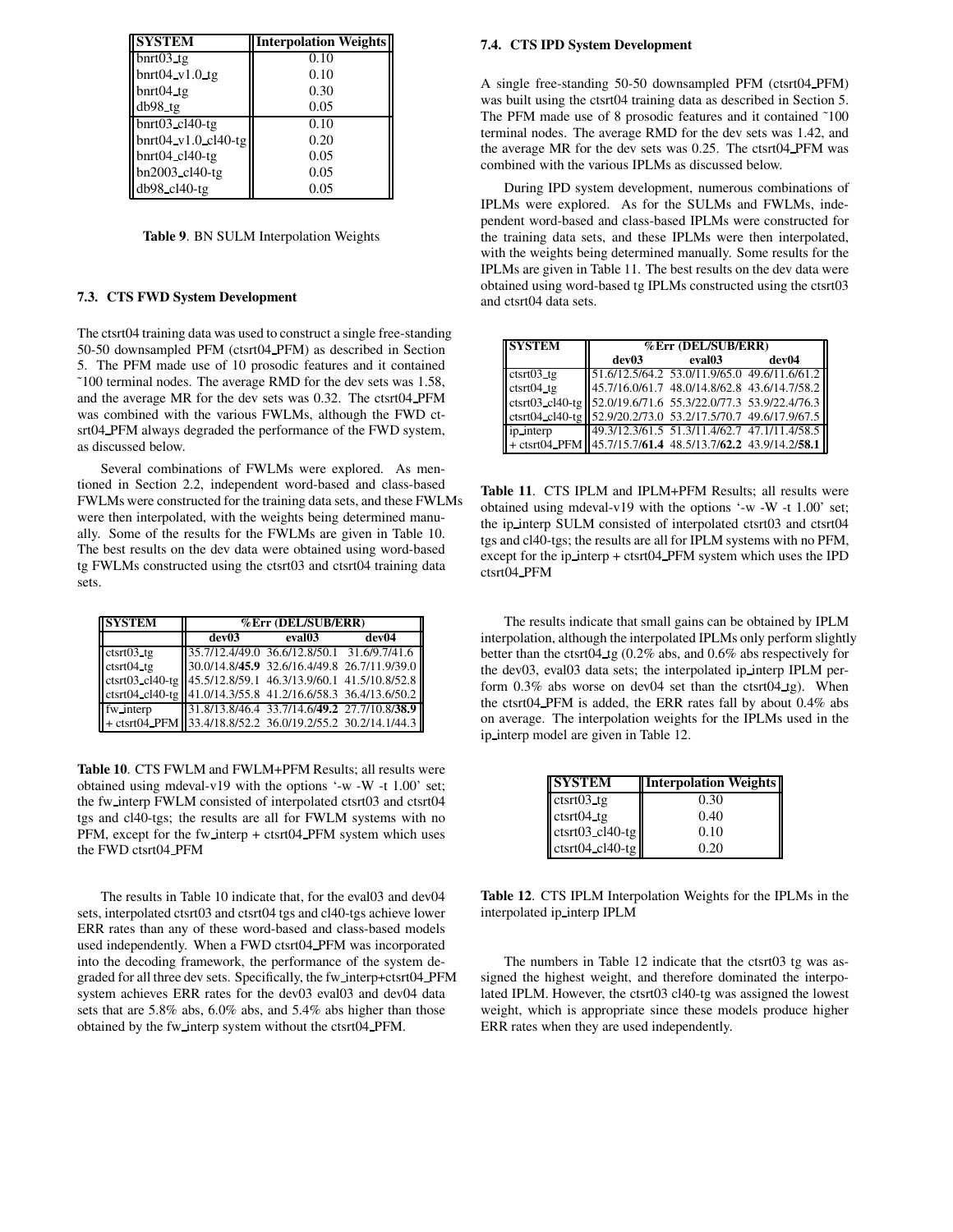| SYSTEM | Interpolation Weights |
|---|---|
| bnrt03_tg | 0.10 |
| bnrt04_v1.0_tg | 0.10 |
| bnrt04_tg | 0.30 |
| db98_tg | 0.05 |
| bnrt03_cl40-tg | 0.10 |
| bnrt04_v1.0_cl40-tg | 0.20 |
| bnrt04_cl40-tg | 0.05 |
| bn2003_cl40-tg | 0.05 |
| db98_cl40-tg | 0.05 |

**Table 9**. BN SULM Interpolation Weights

### 7.3. CTS FWD System Development

The ctsrt04 training data was used to construct a single free-standing 50-50 downsampled PFM (ctsrt04_PFM) as described in Section 5. The PFM made use of 10 prosodic features and it contained ~100 terminal nodes. The average RMD for the dev sets was 1.58, and the average MR for the dev sets was 0.32. The ctsrt04_PFM was combined with the various FWLMs, although the FWD ctsrt04_PFM always degraded the performance of the FWD system, as discussed below.

Several combinations of FWLMs were explored. As mentioned in Section 2.2, independent word-based and class-based FWLMs were constructed for the training data sets, and these FWLMs were then interpolated, with the weights being determined manually. Some of the results for the FWLMs are given in Table 10. The best results on the dev data were obtained using word-based tg FWLMs constructed using the ctsrt03 and ctsrt04 training data sets.

| SYSTEM | %Err (DEL/SUB/ERR) | | |
|---|---|---|---|
| | dev03 | eval03 | dev04 |
| ctsrt03_tg | 35.7/12.4/49.0 | 36.6/12.8/50.1 | 31.6/9.7/41.6 |
| ctsrt04_tg | 30.0/14.8/**45.9** | 32.6/16.4/49.8 | 26.7/11.9/39.0 |
| ctsrt03_cl40-tg | 45.5/12.8/59.1 | 46.3/13.9/60.1 | 41.5/10.8/52.8 |
| ctsrt04_cl40-tg | 41.0/14.3/55.8 | 41.2/16.6/58.3 | 36.4/13.6/50.2 |
| fw_interp | 31.8/13.8/46.4 | 33.7/14.6/**49.2** | 27.7/10.8/**38.9** |
| + ctsrt04_PFM | 33.4/18.8/52.2 | 36.0/19.2/55.2 | 30.2/14.1/44.3 |

**Table 10**. CTS FWLM and FWLM+PFM Results; all results were obtained using mdeval-v19 with the options '-w -W -t 1.00' set; the fw_interp FWLM consisted of interpolated ctsrt03 and ctsrt04 tgs and cl40-tgs; the results are all for FWLM systems with no PFM, except for the fw_interp + ctsrt04_PFM system which uses the FWD ctsrt04_PFM

The results in Table 10 indicate that, for the eval03 and dev04 sets, interpolated ctsrt03 and ctsrt04 tgs and cl40-tgs achieve lower ERR rates than any of these word-based and class-based models used independently. When a FWD ctsrt04_PFM was incorporated into the decoding framework, the performance of the system degraded for all three dev sets. Specifically, the fw_interp+ctsrt04_PFM system achieves ERR rates for the dev03 eval03 and dev04 data sets that are 5.8% abs, 6.0% abs, and 5.4% abs higher than those obtained by the fw_interp system without the ctsrt04_PFM.

### 7.4. CTS IPD System Development

A single free-standing 50-50 downsampled PFM (ctsrt04_PFM) was built using the ctsrt04 training data as described in Section 5. The PFM made use of 8 prosodic features and it contained ~100 terminal nodes. The average RMD for the dev sets was 1.42, and the average MR for the dev sets was 0.25. The ctsrt04_PFM was combined with the various IPLMs as discussed below.

During IPD system development, numerous combinations of IPLMs were explored. As for the SULMs and FWLMs, independent word-based and class-based IPLMs were constructed for the training data sets, and these IPLMs were then interpolated, with the weights being determined manually. Some results for the IPLMs are given in Table 11. The best results on the dev data were obtained using word-based tg IPLMs constructed using the ctsrt03 and ctsrt04 data sets.

| SYSTEM | %Err (DEL/SUB/ERR) | | |
|---|---|---|---|
| | dev03 | eval03 | dev04 |
| ctsrt03_tg | 51.6/12.5/64.2 | 53.0/11.9/65.0 | 49.6/11.6/61.2 |
| ctsrt04_tg | 45.7/16.0/61.7 | 48.0/14.8/62.8 | 43.6/14.7/58.2 |
| ctsrt03_cl40-tg | 52.0/19.6/71.6 | 55.3/22.0/77.3 | 53.9/22.4/76.3 |
| ctsrt04_cl40-tg | 52.9/20.2/73.0 | 53.2/17.5/70.7 | 49.6/17.9/67.5 |
| ip_interp | 49.3/12.3/61.5 | 51.3/11.4/62.7 | 47.1/11.4/58.5 |
| + ctsrt04_PFM | 45.7/15.7/**61.4** | 48.5/13.7/**62.2** | 43.9/14.2/**58.1** |

**Table 11**. CTS IPLM and IPLM+PFM Results; all results were obtained using mdeval-v19 with the options '-w -W -t 1.00' set; the ip_interp SULM consisted of interpolated ctsrt03 and ctsrt04 tgs and cl40-tgs; the results are all for IPLM systems with no PFM, except for the ip_interp + ctsrt04_PFM system which uses the IPD ctsrt04_PFM

The results indicate that small gains can be obtained by IPLM interpolation, although the interpolated IPLMs only perform slightly better than the ctsrt04_tg (0.2% abs, and 0.6% abs respectively for the dev03, eval03 data sets; the interpolated ip_interp IPLM perform 0.3% abs worse on dev04 set than the ctsrt04_tg). When the ctsrt04_PFM is added, the ERR rates fall by about 0.4% abs on average. The interpolation weights for the IPLMs used in the ip_interp model are given in Table 12.

| SYSTEM | Interpolation Weights |
|---|---|
| ctsrt03_tg | 0.30 |
| ctsrt04_tg | 0.40 |
| ctsrt03_cl40-tg | 0.10 |
| ctsrt04_cl40-tg | 0.20 |

**Table 12**. CTS IPLM Interpolation Weights for the IPLMs in the interpolated ip_interp IPLM

The numbers in Table 12 indicate that the ctsrt03 tg was assigned the highest weight, and therefore dominated the interpolated IPLM. However, the ctsrt03 cl40-tg was assigned the lowest weight, which is appropriate since these models produce higher ERR rates when they are used independently.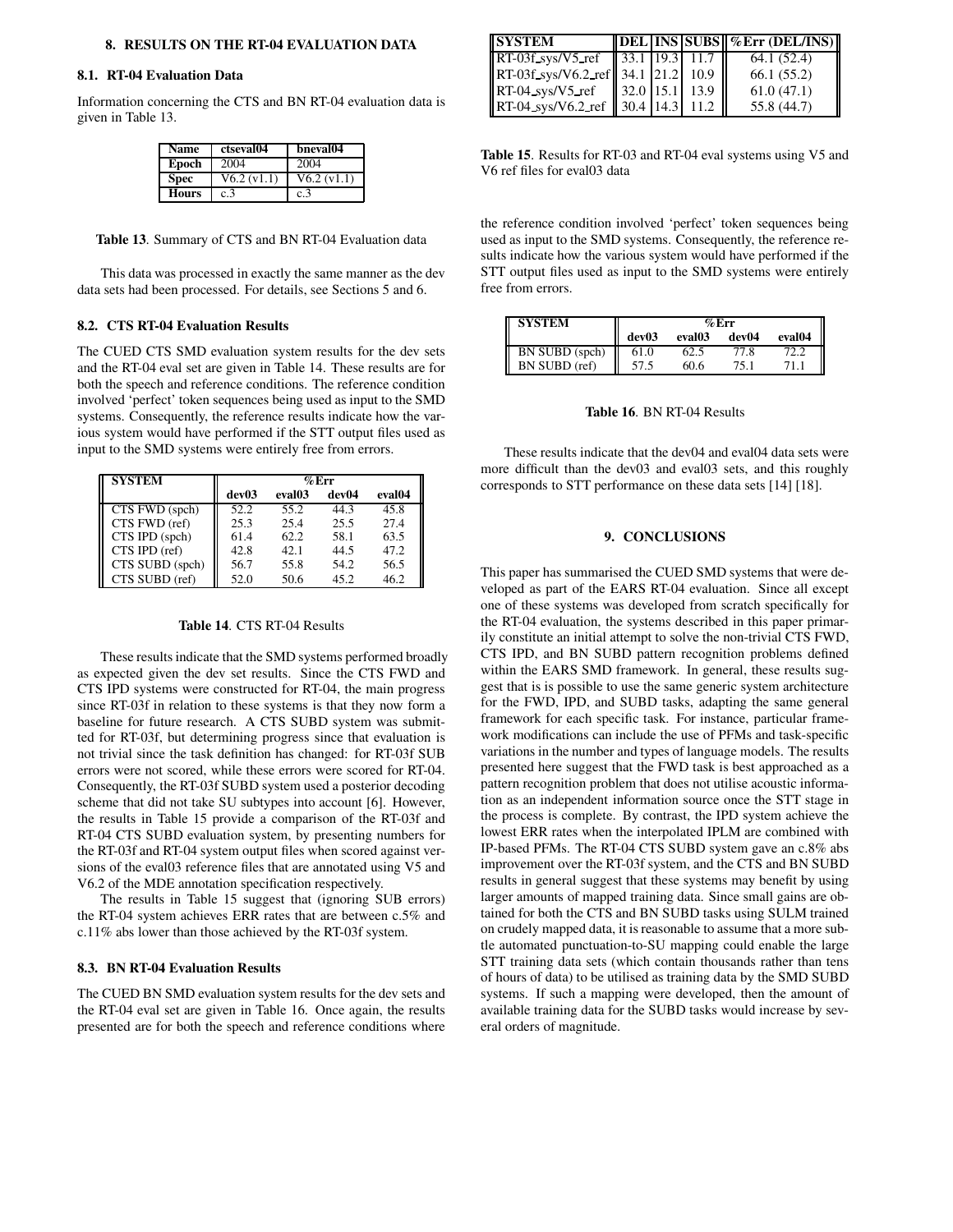## 8. RESULTS ON THE RT-04 EVALUATION DATA

### 8.1. RT-04 Evaluation Data

Information concerning the CTS and BN RT-04 evaluation data is given in Table 13.

| Name | ctseval04 | bneval04 |
|---|---|---|
| Epoch | 2004 | 2004 |
| Spec | V6.2 (v1.1) | V6.2 (v1.1) |
| Hours | c.3 | c.3 |

**Table 13**. Summary of CTS and BN RT-04 Evaluation data

This data was processed in exactly the same manner as the dev data sets had been processed. For details, see Sections 5 and 6.

### 8.2. CTS RT-04 Evaluation Results

The CUED CTS SMD evaluation system results for the dev sets and the RT-04 eval set are given in Table 14. These results are for both the speech and reference conditions. The reference condition involved 'perfect' token sequences being used as input to the SMD systems. Consequently, the reference results indicate how the various system would have performed if the STT output files used as input to the SMD systems were entirely free from errors.

| SYSTEM | %Err | | | |
|---|---|---|---|---|
| | dev03 | eval03 | dev04 | eval04 |
| CTS FWD (spch) | 52.2 | 55.2 | 44.3 | 45.8 |
| CTS FWD (ref) | 25.3 | 25.4 | 25.5 | 27.4 |
| CTS IPD (spch) | 61.4 | 62.2 | 58.1 | 63.5 |
| CTS IPD (ref) | 42.8 | 42.1 | 44.5 | 47.2 |
| CTS SUBD (spch) | 56.7 | 55.8 | 54.2 | 56.5 |
| CTS SUBD (ref) | 52.0 | 50.6 | 45.2 | 46.2 |

**Table 14**. CTS RT-04 Results

These results indicate that the SMD systems performed broadly as expected given the dev set results. Since the CTS FWD and CTS IPD systems were constructed for RT-04, the main progress since RT-03f in relation to these systems is that they now form a baseline for future research. A CTS SUBD system was submitted for RT-03f, but determining progress since that evaluation is not trivial since the task definition has changed: for RT-03f SUB errors were not scored, while these errors were scored for RT-04. Consequently, the RT-03f SUBD system used a posterior decoding scheme that did not take SU subtypes into account [6]. However, the results in Table 15 provide a comparison of the RT-03f and RT-04 CTS SUBD evaluation system, by presenting numbers for the RT-03f and RT-04 system output files when scored against versions of the eval03 reference files that are annotated using V5 and V6.2 of the MDE annotation specification respectively.

The results in Table 15 suggest that (ignoring SUB errors) the RT-04 system achieves ERR rates that are between c.5% and c.11% abs lower than those achieved by the RT-03f system.

| SYSTEM | DEL | INS | SUBS | %Err (DEL/INS) |
|---|---|---|---|---|
| RT-03f_sys/V5_ref | 33.1 | 19.3 | 11.7 | 64.1 (52.4) |
| RT-03f_sys/V6.2_ref | 34.1 | 21.2 | 10.9 | 66.1 (55.2) |
| RT-04_sys/V5_ref | 32.0 | 15.1 | 13.9 | 61.0 (47.1) |
| RT-04_sys/V6.2_ref | 30.4 | 14.3 | 11.2 | 55.8 (44.7) |

**Table 15**. Results for RT-03 and RT-04 eval systems using V5 and V6 ref files for eval03 data

### 8.3. BN RT-04 Evaluation Results

The CUED BN SMD evaluation system results for the dev sets and the RT-04 eval set are given in Table 16. Once again, the results presented are for both the speech and reference conditions where the reference condition involved 'perfect' token sequences being used as input to the SMD systems. Consequently, the reference results indicate how the various system would have performed if the STT output files used as input to the SMD systems were entirely free from errors.

| SYSTEM | %Err | | | |
|---|---|---|---|---|
| | dev03 | eval03 | dev04 | eval04 |
| BN SUBD (spch) | 61.0 | 62.5 | 77.8 | 72.2 |
| BN SUBD (ref) | 57.5 | 60.6 | 75.1 | 71.1 |

**Table 16**. BN RT-04 Results

These results indicate that the dev04 and eval04 data sets were more difficult than the dev03 and eval03 sets, and this roughly corresponds to STT performance on these data sets [14] [18].

## 9. CONCLUSIONS

This paper has summarised the CUED SMD systems that were developed as part of the EARS RT-04 evaluation. Since all except one of these systems was developed from scratch specifically for the RT-04 evaluation, the systems described in this paper primarily constitute an initial attempt to solve the non-trivial CTS FWD, CTS IPD, and BN SUBD pattern recognition problems defined within the EARS SMD framework. In general, these results suggest that is is possible to use the same generic system architecture for the FWD, IPD, and SUBD tasks, adapting the same general framework for each specific task. For instance, particular framework modifications can include the use of PFMs and task-specific variations in the number and types of language models. The results presented here suggest that the FWD task is best approached as a pattern recognition problem that does not utilise acoustic information as an independent information source once the STT stage in the process is complete. By contrast, the IPD system achieve the lowest ERR rates when the interpolated IPLM are combined with IP-based PFMs. The RT-04 CTS SUBD system gave an c.8% abs improvement over the RT-03f system, and the CTS and BN SUBD results in general suggest that these systems may benefit by using larger amounts of mapped training data. Since small gains are obtained for both the CTS and BN SUBD tasks using SULM trained on crudely mapped data, it is reasonable to assume that a more subtle automated punctuation-to-SU mapping could enable the large STT training data sets (which contain thousands rather than tens of hours of data) to be utilised as training data by the SMD SUBD systems. If such a mapping were developed, then the amount of available training data for the SUBD tasks would increase by several orders of magnitude.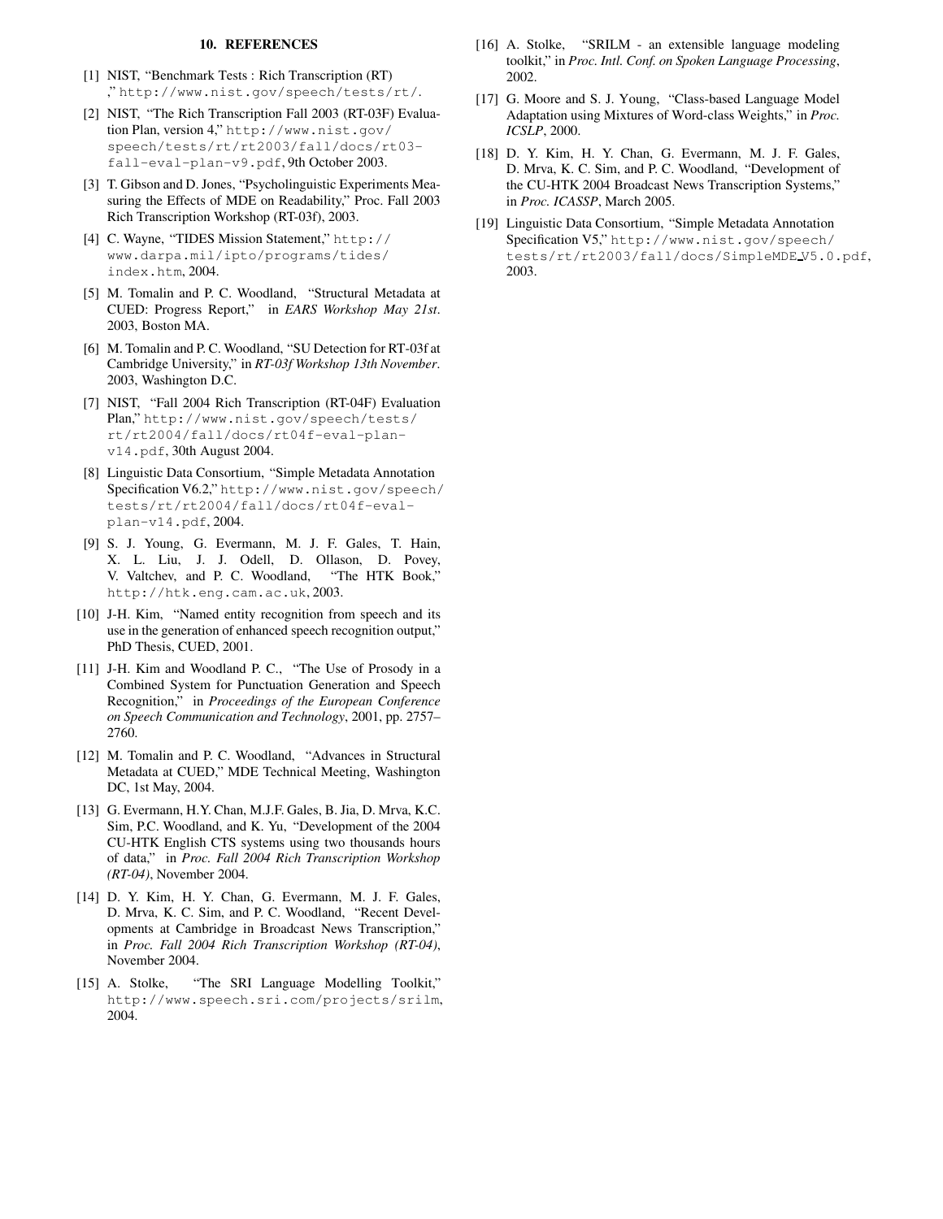## 10. REFERENCES

[1] NIST, "Benchmark Tests : Rich Transcription (RT)," http://www.nist.gov/speech/tests/rt/.

[2] NIST, "The Rich Transcription Fall 2003 (RT-03F) Evaluation Plan, version 4," http://www.nist.gov/speech/tests/rt/rt2003/fall/docs/rt03-fall-eval-plan-v9.pdf, 9th October 2003.

[3] T. Gibson and D. Jones, "Psycholinguistic Experiments Measuring the Effects of MDE on Readability," Proc. Fall 2003 Rich Transcription Workshop (RT-03f), 2003.

[4] C. Wayne, "TIDES Mission Statement," http://www.darpa.mil/ipto/programs/tides/index.htm, 2004.

[5] M. Tomalin and P. C. Woodland, "Structural Metadata at CUED: Progress Report," in *EARS Workshop May 21st*. 2003, Boston MA.

[6] M. Tomalin and P. C. Woodland, "SU Detection for RT-03f at Cambridge University," in *RT-03f Workshop 13th November*. 2003, Washington D.C.

[7] NIST, "Fall 2004 Rich Transcription (RT-04F) Evaluation Plan," http://www.nist.gov/speech/tests/rt/rt2004/fall/docs/rt04f-eval-plan-v14.pdf, 30th August 2004.

[8] Linguistic Data Consortium, "Simple Metadata Annotation Specification V6.2," http://www.nist.gov/speech/tests/rt/rt2004/fall/docs/rt04f-eval-plan-v14.pdf, 2004.

[9] S. J. Young, G. Evermann, M. J. F. Gales, T. Hain, X. L. Liu, J. J. Odell, D. Ollason, D. Povey, V. Valtchev, and P. C. Woodland, "The HTK Book," http://htk.eng.cam.ac.uk, 2003.

[10] J-H. Kim, "Named entity recognition from speech and its use in the generation of enhanced speech recognition output," PhD Thesis, CUED, 2001.

[11] J-H. Kim and Woodland P. C., "The Use of Prosody in a Combined System for Punctuation Generation and Speech Recognition," in *Proceedings of the European Conference on Speech Communication and Technology*, 2001, pp. 2757–2760.

[12] M. Tomalin and P. C. Woodland, "Advances in Structural Metadata at CUED," MDE Technical Meeting, Washington DC, 1st May, 2004.

[13] G. Evermann, H.Y. Chan, M.J.F. Gales, B. Jia, D. Mrva, K.C. Sim, P.C. Woodland, and K. Yu, "Development of the 2004 CU-HTK English CTS systems using two thousands hours of data," in *Proc. Fall 2004 Rich Transcription Workshop (RT-04)*, November 2004.

[14] D. Y. Kim, H. Y. Chan, G. Evermann, M. J. F. Gales, D. Mrva, K. C. Sim, and P. C. Woodland, "Recent Developments at Cambridge in Broadcast News Transcription," in *Proc. Fall 2004 Rich Transcription Workshop (RT-04)*, November 2004.

[15] A. Stolke, "The SRI Language Modelling Toolkit," http://www.speech.sri.com/projects/srilm, 2004.

[16] A. Stolke, "SRILM - an extensible language modeling toolkit," in *Proc. Intl. Conf. on Spoken Language Processing*, 2002.

[17] G. Moore and S. J. Young, "Class-based Language Model Adaptation using Mixtures of Word-class Weights," in *Proc. ICSLP*, 2000.

[18] D. Y. Kim, H. Y. Chan, G. Evermann, M. J. F. Gales, D. Mrva, K. C. Sim, and P. C. Woodland, "Development of the CU-HTK 2004 Broadcast News Transcription Systems," in *Proc. ICASSP*, March 2005.

[19] Linguistic Data Consortium, "Simple Metadata Annotation Specification V5," http://www.nist.gov/speech/tests/rt/rt2003/fall/docs/SimpleMDE_V5.0.pdf, 2003.